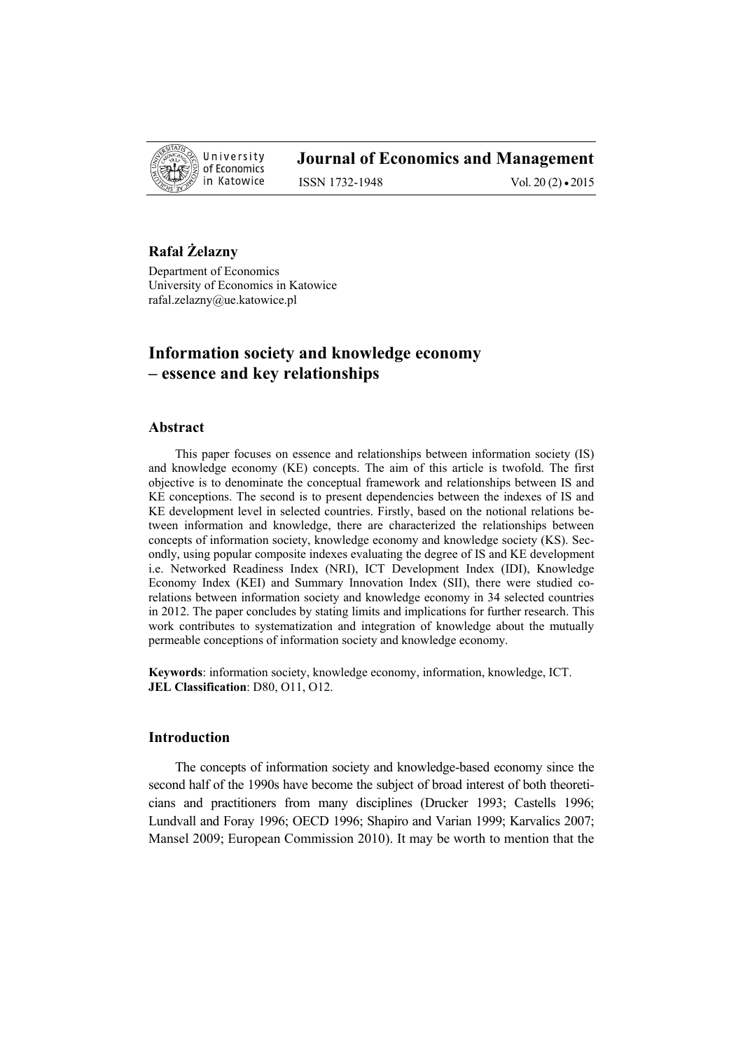**Rafał Żelazny**

Department of Economics
University of Economics in Katowice
rafal.zelazny@ue.katowice.pl

# Information society and knowledge economy – essence and key relationships

## Abstract

This paper focuses on essence and relationships between information society (IS) and knowledge economy (KE) concepts. The aim of this article is twofold. The first objective is to denominate the conceptual framework and relationships between IS and KE conceptions. The second is to present dependencies between the indexes of IS and KE development level in selected countries. Firstly, based on the notional relations between information and knowledge, there are characterized the relationships between concepts of information society, knowledge economy and knowledge society (KS). Secondly, using popular composite indexes evaluating the degree of IS and KE development i.e. Networked Readiness Index (NRI), ICT Development Index (IDI), Knowledge Economy Index (KEI) and Summary Innovation Index (SII), there were studied co-relations between information society and knowledge economy in 34 selected countries in 2012. The paper concludes by stating limits and implications for further research. This work contributes to systematization and integration of knowledge about the mutually permeable conceptions of information society and knowledge economy.

**Keywords**: information society, knowledge economy, information, knowledge, ICT.
**JEL Classification**: D80, O11, O12.

## Introduction

The concepts of information society and knowledge-based economy since the second half of the 1990s have become the subject of broad interest of both theoreticians and practitioners from many disciplines (Drucker 1993; Castells 1996; Lundvall and Foray 1996; OECD 1996; Shapiro and Varian 1999; Karvalics 2007; Mansel 2009; European Commission 2010). It may be worth to mention that the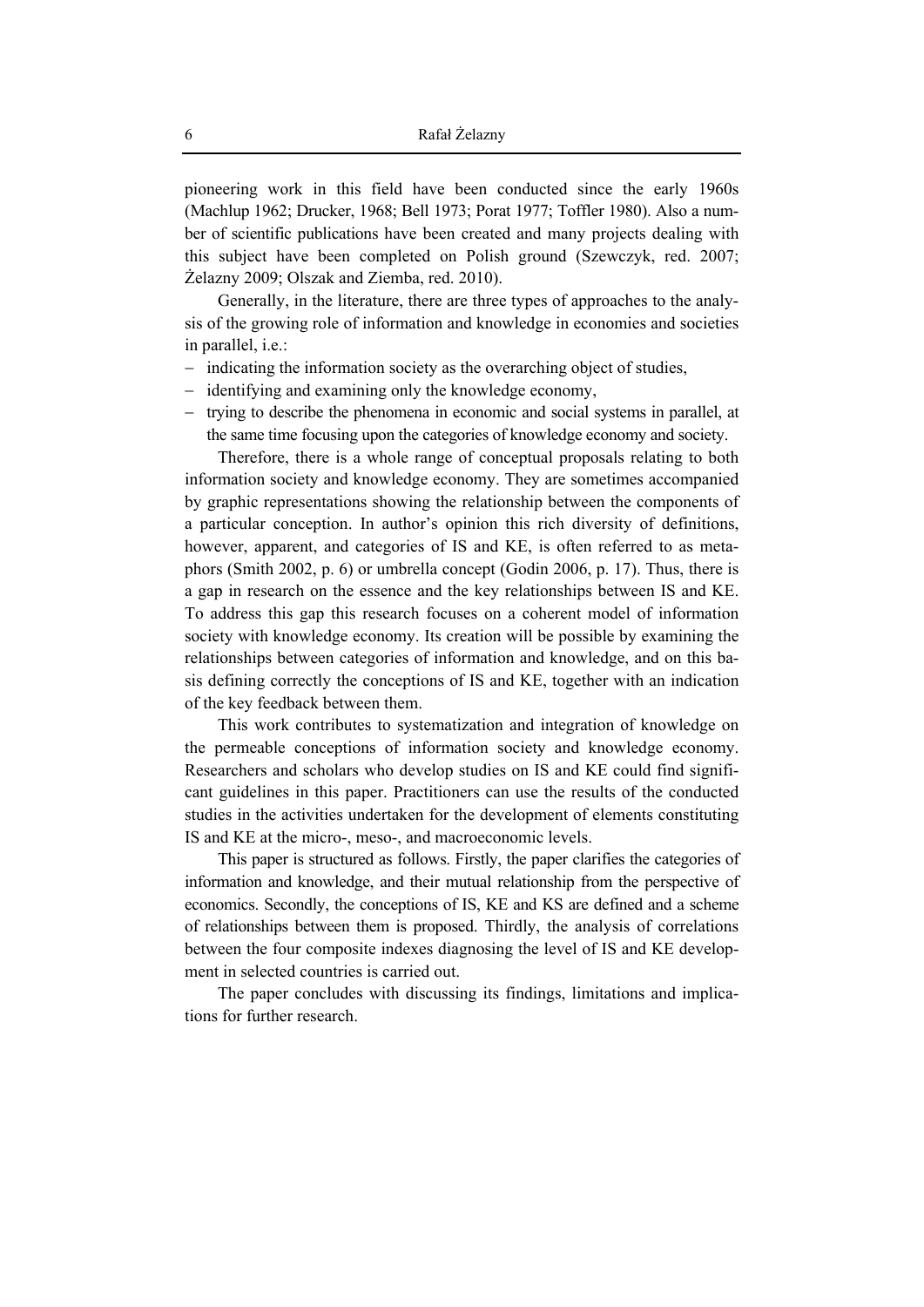pioneering work in this field have been conducted since the early 1960s (Machlup 1962; Drucker, 1968; Bell 1973; Porat 1977; Toffler 1980). Also a number of scientific publications have been created and many projects dealing with this subject have been completed on Polish ground (Szewczyk, red. 2007; Żelazny 2009; Olszak and Ziemba, red. 2010).

Generally, in the literature, there are three types of approaches to the analysis of the growing role of information and knowledge in economies and societies in parallel, i.e.:

- indicating the information society as the overarching object of studies,
- identifying and examining only the knowledge economy,
- trying to describe the phenomena in economic and social systems in parallel, at the same time focusing upon the categories of knowledge economy and society.

Therefore, there is a whole range of conceptual proposals relating to both information society and knowledge economy. They are sometimes accompanied by graphic representations showing the relationship between the components of a particular conception. In author's opinion this rich diversity of definitions, however, apparent, and categories of IS and KE, is often referred to as metaphors (Smith 2002, p. 6) or umbrella concept (Godin 2006, p. 17). Thus, there is a gap in research on the essence and the key relationships between IS and KE. To address this gap this research focuses on a coherent model of information society with knowledge economy. Its creation will be possible by examining the relationships between categories of information and knowledge, and on this basis defining correctly the conceptions of IS and KE, together with an indication of the key feedback between them.

This work contributes to systematization and integration of knowledge on the permeable conceptions of information society and knowledge economy. Researchers and scholars who develop studies on IS and KE could find significant guidelines in this paper. Practitioners can use the results of the conducted studies in the activities undertaken for the development of elements constituting IS and KE at the micro-, meso-, and macroeconomic levels.

This paper is structured as follows. Firstly, the paper clarifies the categories of information and knowledge, and their mutual relationship from the perspective of economics. Secondly, the conceptions of IS, KE and KS are defined and a scheme of relationships between them is proposed. Thirdly, the analysis of correlations between the four composite indexes diagnosing the level of IS and KE development in selected countries is carried out.

The paper concludes with discussing its findings, limitations and implications for further research.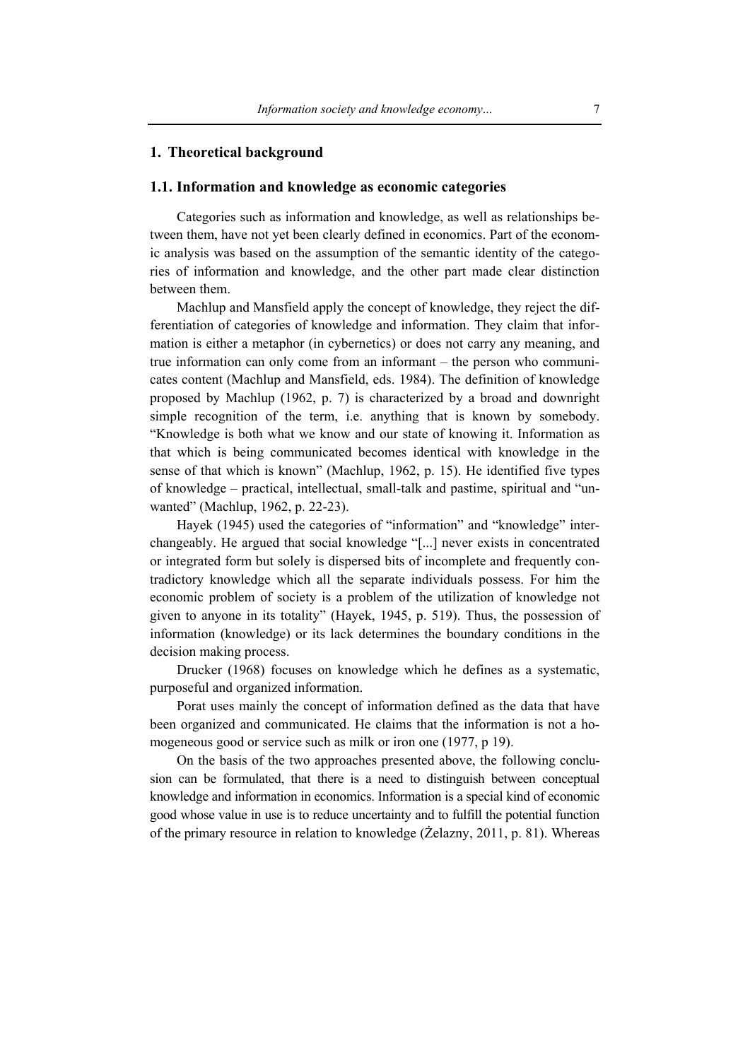## 1. Theoretical background

### 1.1. Information and knowledge as economic categories

Categories such as information and knowledge, as well as relationships between them, have not yet been clearly defined in economics. Part of the economic analysis was based on the assumption of the semantic identity of the categories of information and knowledge, and the other part made clear distinction between them.

Machlup and Mansfield apply the concept of knowledge, they reject the differentiation of categories of knowledge and information. They claim that information is either a metaphor (in cybernetics) or does not carry any meaning, and true information can only come from an informant – the person who communicates content (Machlup and Mansfield, eds. 1984). The definition of knowledge proposed by Machlup (1962, p. 7) is characterized by a broad and downright simple recognition of the term, i.e. anything that is known by somebody. "Knowledge is both what we know and our state of knowing it. Information as that which is being communicated becomes identical with knowledge in the sense of that which is known" (Machlup, 1962, p. 15). He identified five types of knowledge – practical, intellectual, small-talk and pastime, spiritual and "unwanted" (Machlup, 1962, p. 22-23).

Hayek (1945) used the categories of "information" and "knowledge" interchangeably. He argued that social knowledge "[...] never exists in concentrated or integrated form but solely is dispersed bits of incomplete and frequently contradictory knowledge which all the separate individuals possess. For him the economic problem of society is a problem of the utilization of knowledge not given to anyone in its totality" (Hayek, 1945, p. 519). Thus, the possession of information (knowledge) or its lack determines the boundary conditions in the decision making process.

Drucker (1968) focuses on knowledge which he defines as a systematic, purposeful and organized information.

Porat uses mainly the concept of information defined as the data that have been organized and communicated. He claims that the information is not a homogeneous good or service such as milk or iron one (1977, p 19).

On the basis of the two approaches presented above, the following conclusion can be formulated, that there is a need to distinguish between conceptual knowledge and information in economics. Information is a special kind of economic good whose value in use is to reduce uncertainty and to fulfill the potential function of the primary resource in relation to knowledge (Żelazny, 2011, p. 81). Whereas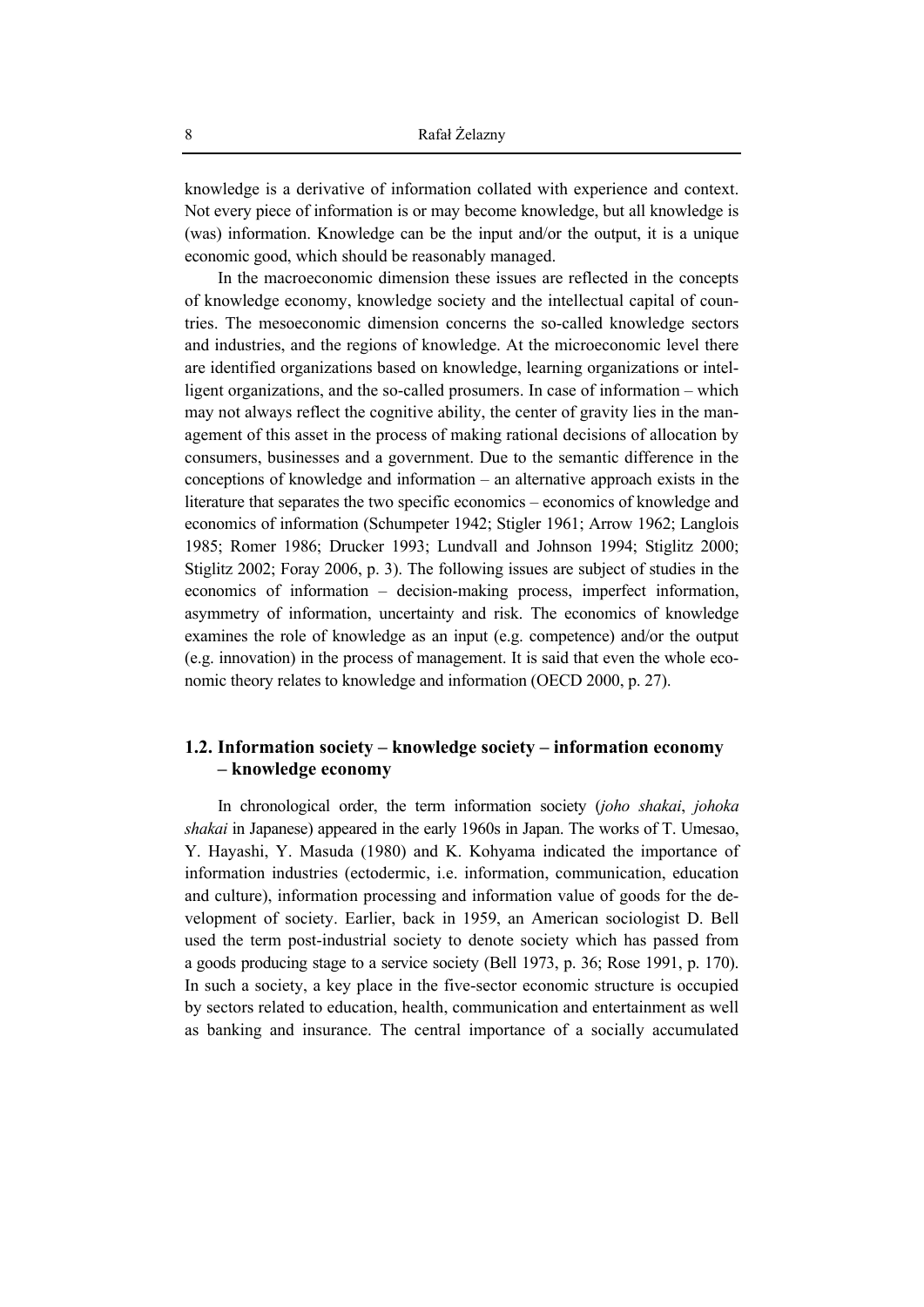knowledge is a derivative of information collated with experience and context. Not every piece of information is or may become knowledge, but all knowledge is (was) information. Knowledge can be the input and/or the output, it is a unique economic good, which should be reasonably managed.

In the macroeconomic dimension these issues are reflected in the concepts of knowledge economy, knowledge society and the intellectual capital of countries. The mesoeconomic dimension concerns the so-called knowledge sectors and industries, and the regions of knowledge. At the microeconomic level there are identified organizations based on knowledge, learning organizations or intelligent organizations, and the so-called prosumers. In case of information – which may not always reflect the cognitive ability, the center of gravity lies in the management of this asset in the process of making rational decisions of allocation by consumers, businesses and a government. Due to the semantic difference in the conceptions of knowledge and information – an alternative approach exists in the literature that separates the two specific economics – economics of knowledge and economics of information (Schumpeter 1942; Stigler 1961; Arrow 1962; Langlois 1985; Romer 1986; Drucker 1993; Lundvall and Johnson 1994; Stiglitz 2000; Stiglitz 2002; Foray 2006, p. 3). The following issues are subject of studies in the economics of information – decision-making process, imperfect information, asymmetry of information, uncertainty and risk. The economics of knowledge examines the role of knowledge as an input (e.g. competence) and/or the output (e.g. innovation) in the process of management. It is said that even the whole economic theory relates to knowledge and information (OECD 2000, p. 27).

## 1.2. Information society – knowledge society – information economy – knowledge economy

In chronological order, the term information society (*joho shakai*, *johoka shakai* in Japanese) appeared in the early 1960s in Japan. The works of T. Umesao, Y. Hayashi, Y. Masuda (1980) and K. Kohyama indicated the importance of information industries (ectodermic, i.e. information, communication, education and culture), information processing and information value of goods for the development of society. Earlier, back in 1959, an American sociologist D. Bell used the term post-industrial society to denote society which has passed from a goods producing stage to a service society (Bell 1973, p. 36; Rose 1991, p. 170). In such a society, a key place in the five-sector economic structure is occupied by sectors related to education, health, communication and entertainment as well as banking and insurance. The central importance of a socially accumulated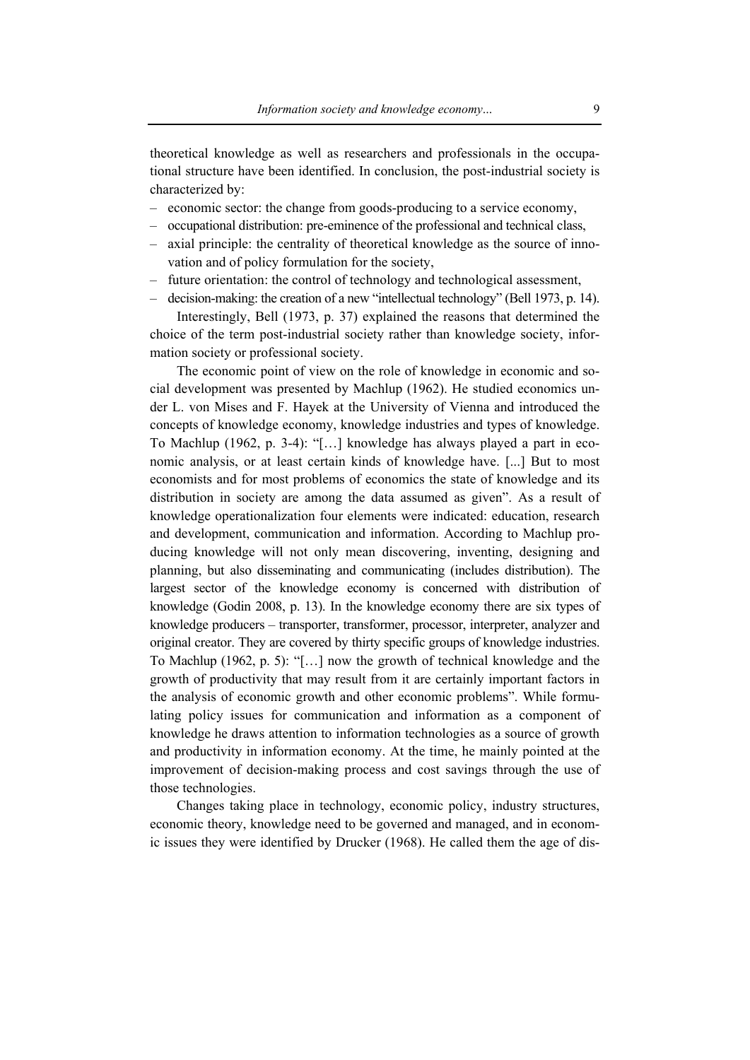theoretical knowledge as well as researchers and professionals in the occupational structure have been identified. In conclusion, the post-industrial society is characterized by:

- economic sector: the change from goods-producing to a service economy,
- occupational distribution: pre-eminence of the professional and technical class,
- axial principle: the centrality of theoretical knowledge as the source of innovation and of policy formulation for the society,
- future orientation: the control of technology and technological assessment,
- decision-making: the creation of a new "intellectual technology" (Bell 1973, p. 14).

Interestingly, Bell (1973, p. 37) explained the reasons that determined the choice of the term post-industrial society rather than knowledge society, information society or professional society.

The economic point of view on the role of knowledge in economic and social development was presented by Machlup (1962). He studied economics under L. von Mises and F. Hayek at the University of Vienna and introduced the concepts of knowledge economy, knowledge industries and types of knowledge. To Machlup (1962, p. 3-4): "[…] knowledge has always played a part in economic analysis, or at least certain kinds of knowledge have. [...] But to most economists and for most problems of economics the state of knowledge and its distribution in society are among the data assumed as given". As a result of knowledge operationalization four elements were indicated: education, research and development, communication and information. According to Machlup producing knowledge will not only mean discovering, inventing, designing and planning, but also disseminating and communicating (includes distribution). The largest sector of the knowledge economy is concerned with distribution of knowledge (Godin 2008, p. 13). In the knowledge economy there are six types of knowledge producers – transporter, transformer, processor, interpreter, analyzer and original creator. They are covered by thirty specific groups of knowledge industries. To Machlup (1962, p. 5): "[…] now the growth of technical knowledge and the growth of productivity that may result from it are certainly important factors in the analysis of economic growth and other economic problems". While formulating policy issues for communication and information as a component of knowledge he draws attention to information technologies as a source of growth and productivity in information economy. At the time, he mainly pointed at the improvement of decision-making process and cost savings through the use of those technologies.

Changes taking place in technology, economic policy, industry structures, economic theory, knowledge need to be governed and managed, and in economic issues they were identified by Drucker (1968). He called them the age of dis-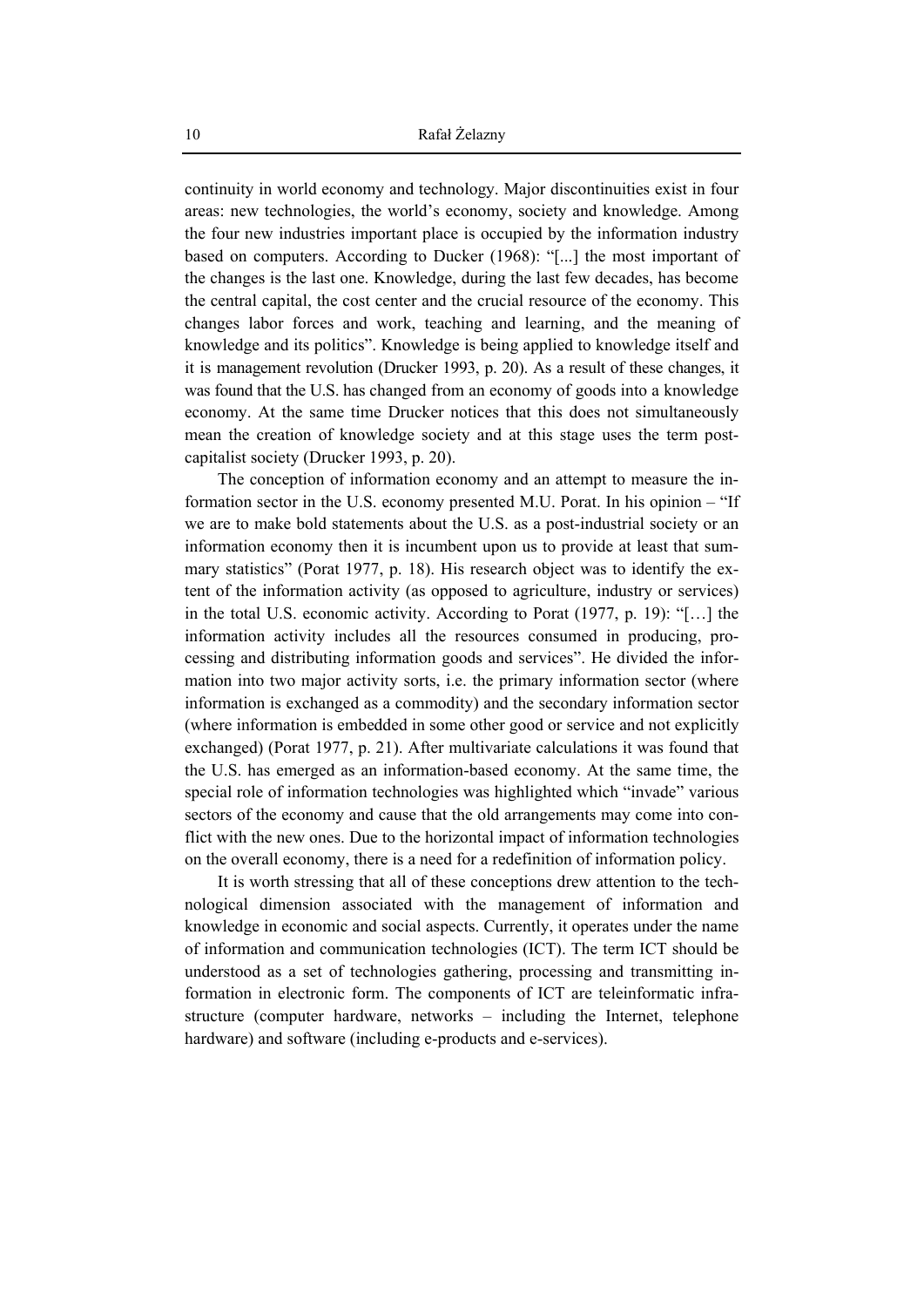continuity in world economy and technology. Major discontinuities exist in four areas: new technologies, the world's economy, society and knowledge. Among the four new industries important place is occupied by the information industry based on computers. According to Ducker (1968): "[...] the most important of the changes is the last one. Knowledge, during the last few decades, has become the central capital, the cost center and the crucial resource of the economy. This changes labor forces and work, teaching and learning, and the meaning of knowledge and its politics". Knowledge is being applied to knowledge itself and it is management revolution (Drucker 1993, p. 20). As a result of these changes, it was found that the U.S. has changed from an economy of goods into a knowledge economy. At the same time Drucker notices that this does not simultaneously mean the creation of knowledge society and at this stage uses the term post-capitalist society (Drucker 1993, p. 20).

The conception of information economy and an attempt to measure the information sector in the U.S. economy presented M.U. Porat. In his opinion – "If we are to make bold statements about the U.S. as a post-industrial society or an information economy then it is incumbent upon us to provide at least that summary statistics" (Porat 1977, p. 18). His research object was to identify the extent of the information activity (as opposed to agriculture, industry or services) in the total U.S. economic activity. According to Porat (1977, p. 19): "[…] the information activity includes all the resources consumed in producing, processing and distributing information goods and services". He divided the information into two major activity sorts, i.e. the primary information sector (where information is exchanged as a commodity) and the secondary information sector (where information is embedded in some other good or service and not explicitly exchanged) (Porat 1977, p. 21). After multivariate calculations it was found that the U.S. has emerged as an information-based economy. At the same time, the special role of information technologies was highlighted which "invade" various sectors of the economy and cause that the old arrangements may come into conflict with the new ones. Due to the horizontal impact of information technologies on the overall economy, there is a need for a redefinition of information policy.

It is worth stressing that all of these conceptions drew attention to the technological dimension associated with the management of information and knowledge in economic and social aspects. Currently, it operates under the name of information and communication technologies (ICT). The term ICT should be understood as a set of technologies gathering, processing and transmitting information in electronic form. The components of ICT are teleinformatic infrastructure (computer hardware, networks – including the Internet, telephone hardware) and software (including e-products and e-services).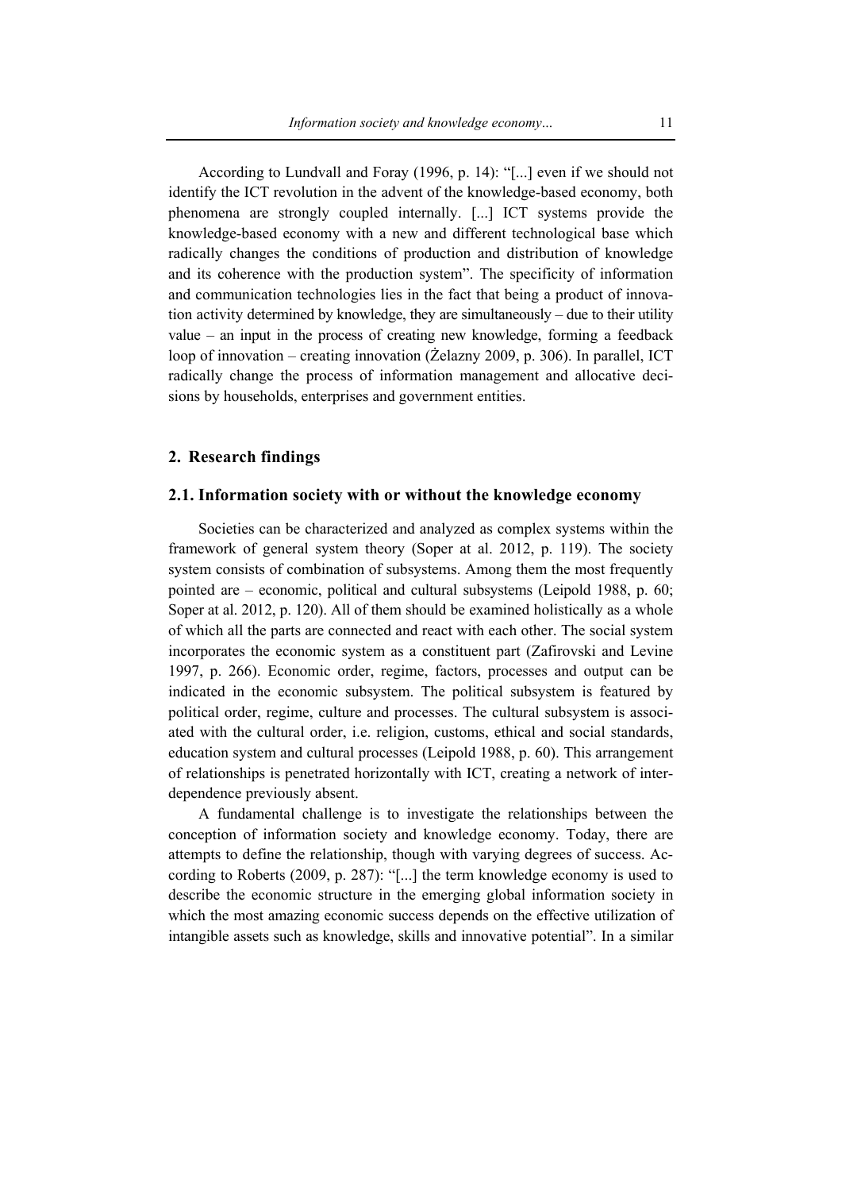According to Lundvall and Foray (1996, p. 14): "[...] even if we should not identify the ICT revolution in the advent of the knowledge-based economy, both phenomena are strongly coupled internally. [...] ICT systems provide the knowledge-based economy with a new and different technological base which radically changes the conditions of production and distribution of knowledge and its coherence with the production system". The specificity of information and communication technologies lies in the fact that being a product of innovation activity determined by knowledge, they are simultaneously – due to their utility value – an input in the process of creating new knowledge, forming a feedback loop of innovation – creating innovation (Żelazny 2009, p. 306). In parallel, ICT radically change the process of information management and allocative decisions by households, enterprises and government entities.

## 2. Research findings

### 2.1. Information society with or without the knowledge economy

Societies can be characterized and analyzed as complex systems within the framework of general system theory (Soper at al. 2012, p. 119). The society system consists of combination of subsystems. Among them the most frequently pointed are – economic, political and cultural subsystems (Leipold 1988, p. 60; Soper at al. 2012, p. 120). All of them should be examined holistically as a whole of which all the parts are connected and react with each other. The social system incorporates the economic system as a constituent part (Zafirovski and Levine 1997, p. 266). Economic order, regime, factors, processes and output can be indicated in the economic subsystem. The political subsystem is featured by political order, regime, culture and processes. The cultural subsystem is associated with the cultural order, i.e. religion, customs, ethical and social standards, education system and cultural processes (Leipold 1988, p. 60). This arrangement of relationships is penetrated horizontally with ICT, creating a network of interdependence previously absent.

A fundamental challenge is to investigate the relationships between the conception of information society and knowledge economy. Today, there are attempts to define the relationship, though with varying degrees of success. According to Roberts (2009, p. 287): "[...] the term knowledge economy is used to describe the economic structure in the emerging global information society in which the most amazing economic success depends on the effective utilization of intangible assets such as knowledge, skills and innovative potential". In a similar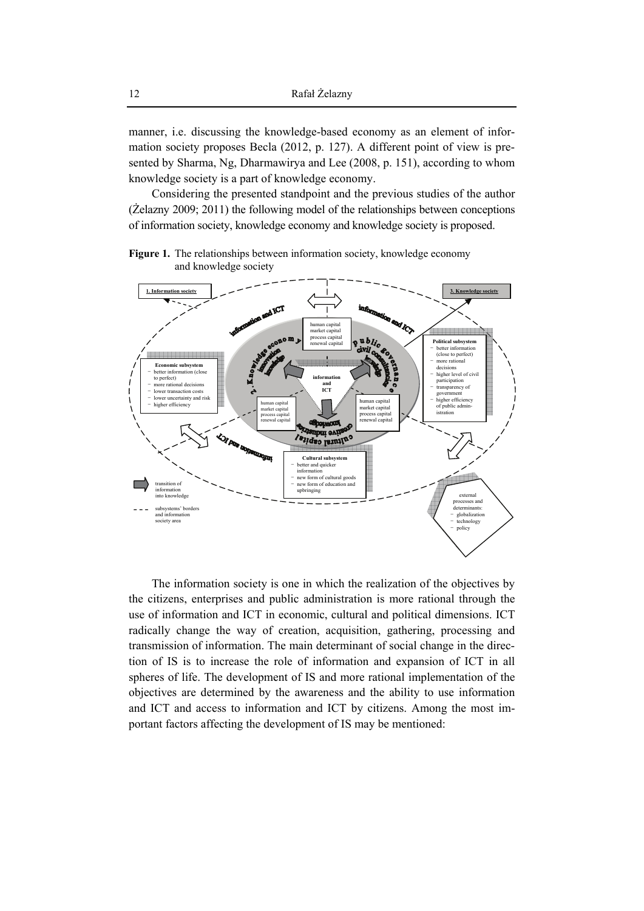manner, i.e. discussing the knowledge-based economy as an element of information society proposes Becla (2012, p. 127). A different point of view is presented by Sharma, Ng, Dharmawirya and Lee (2008, p. 151), according to whom knowledge society is a part of knowledge economy.

Considering the presented standpoint and the previous studies of the author (Żelazny 2009; 2011) the following model of the relationships between conceptions of information society, knowledge economy and knowledge society is proposed.

**Figure 1.** The relationships between information society, knowledge economy and knowledge society

1. Information society

3. Knowledge society

information and ICT

human capital
market capital
process capital
renewal capital

2. Knowledge economy
innovation
knowledge

public governance
civil consultancies
knowledge

information and ICT

Economic subsystem
- better information (close to perfect)
- more rational decisions
- lower transaction costs
- lower uncertainty and risk
- higher efficiency

Political subsystem
- better information (close to perfect)
- more rational decisions
- higher level of civil participation
- transparency of government
- higher efficiency of public administration

human capital
market capital
process capital
renewal capital

human capital
market capital
process capital
renewal capital

cultural capital
creative industries
knowledge

information and ICT

Cultural subsystem
- better and quicker information
- new form of cultural goods
- new form of education and upbringing

transition of information into knowledge

subsystems' borders and information society area

external processes and determinants:
- globalization
- technology
- policy

The information society is one in which the realization of the objectives by the citizens, enterprises and public administration is more rational through the use of information and ICT in economic, cultural and political dimensions. ICT radically change the way of creation, acquisition, gathering, processing and transmission of information. The main determinant of social change in the direction of IS is to increase the role of information and expansion of ICT in all spheres of life. The development of IS and more rational implementation of the objectives are determined by the awareness and the ability to use information and ICT and access to information and ICT by citizens. Among the most important factors affecting the development of IS may be mentioned: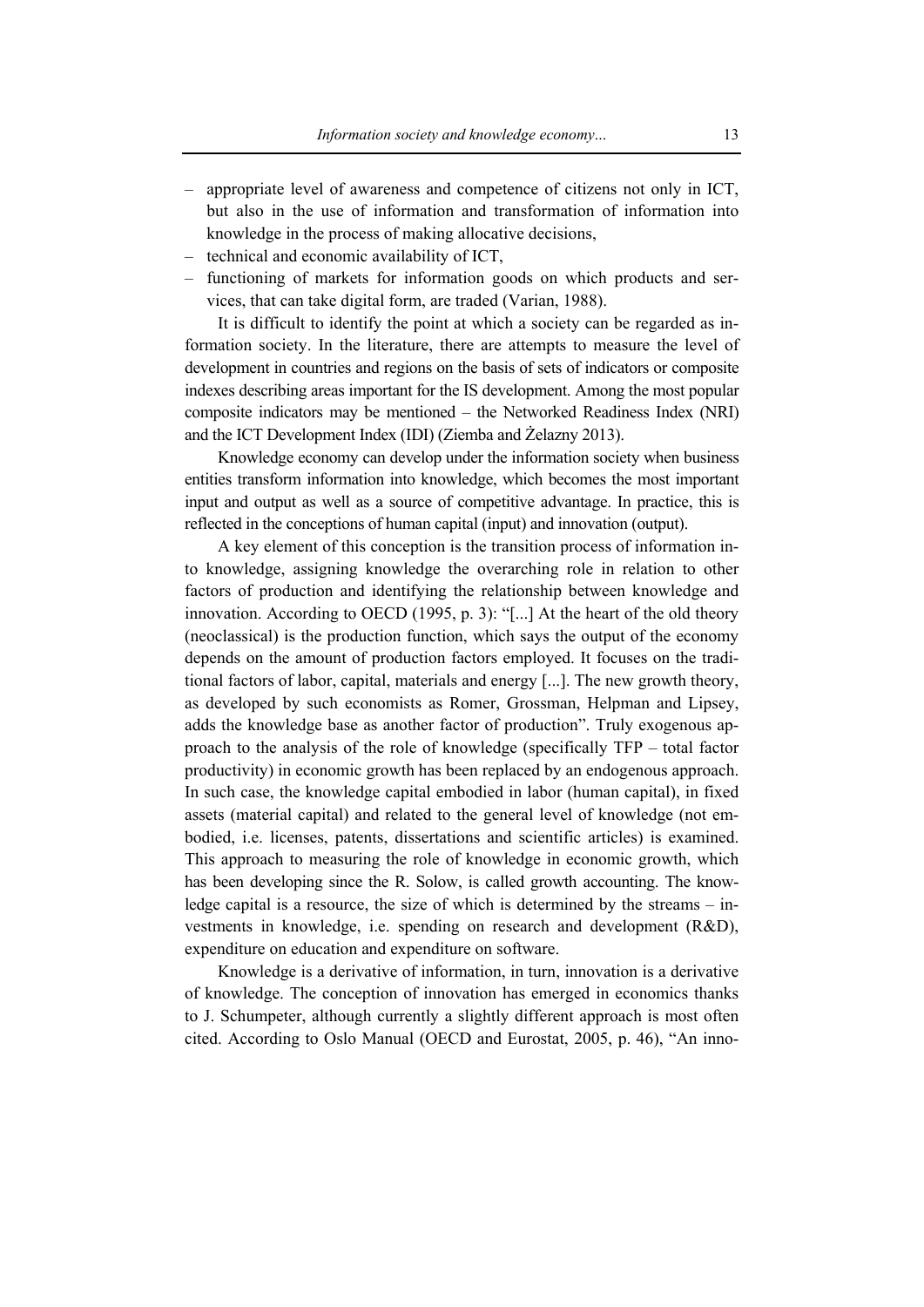- appropriate level of awareness and competence of citizens not only in ICT, but also in the use of information and transformation of information into knowledge in the process of making allocative decisions,
- technical and economic availability of ICT,
- functioning of markets for information goods on which products and services, that can take digital form, are traded (Varian, 1988).

It is difficult to identify the point at which a society can be regarded as information society. In the literature, there are attempts to measure the level of development in countries and regions on the basis of sets of indicators or composite indexes describing areas important for the IS development. Among the most popular composite indicators may be mentioned – the Networked Readiness Index (NRI) and the ICT Development Index (IDI) (Ziemba and Żelazny 2013).

Knowledge economy can develop under the information society when business entities transform information into knowledge, which becomes the most important input and output as well as a source of competitive advantage. In practice, this is reflected in the conceptions of human capital (input) and innovation (output).

A key element of this conception is the transition process of information into knowledge, assigning knowledge the overarching role in relation to other factors of production and identifying the relationship between knowledge and innovation. According to OECD (1995, p. 3): "[...] At the heart of the old theory (neoclassical) is the production function, which says the output of the economy depends on the amount of production factors employed. It focuses on the traditional factors of labor, capital, materials and energy [...]. The new growth theory, as developed by such economists as Romer, Grossman, Helpman and Lipsey, adds the knowledge base as another factor of production". Truly exogenous approach to the analysis of the role of knowledge (specifically TFP – total factor productivity) in economic growth has been replaced by an endogenous approach. In such case, the knowledge capital embodied in labor (human capital), in fixed assets (material capital) and related to the general level of knowledge (not embodied, i.e. licenses, patents, dissertations and scientific articles) is examined. This approach to measuring the role of knowledge in economic growth, which has been developing since the R. Solow, is called growth accounting. The knowledge capital is a resource, the size of which is determined by the streams – investments in knowledge, i.e. spending on research and development (R&D), expenditure on education and expenditure on software.

Knowledge is a derivative of information, in turn, innovation is a derivative of knowledge. The conception of innovation has emerged in economics thanks to J. Schumpeter, although currently a slightly different approach is most often cited. According to Oslo Manual (OECD and Eurostat, 2005, p. 46), "An inno-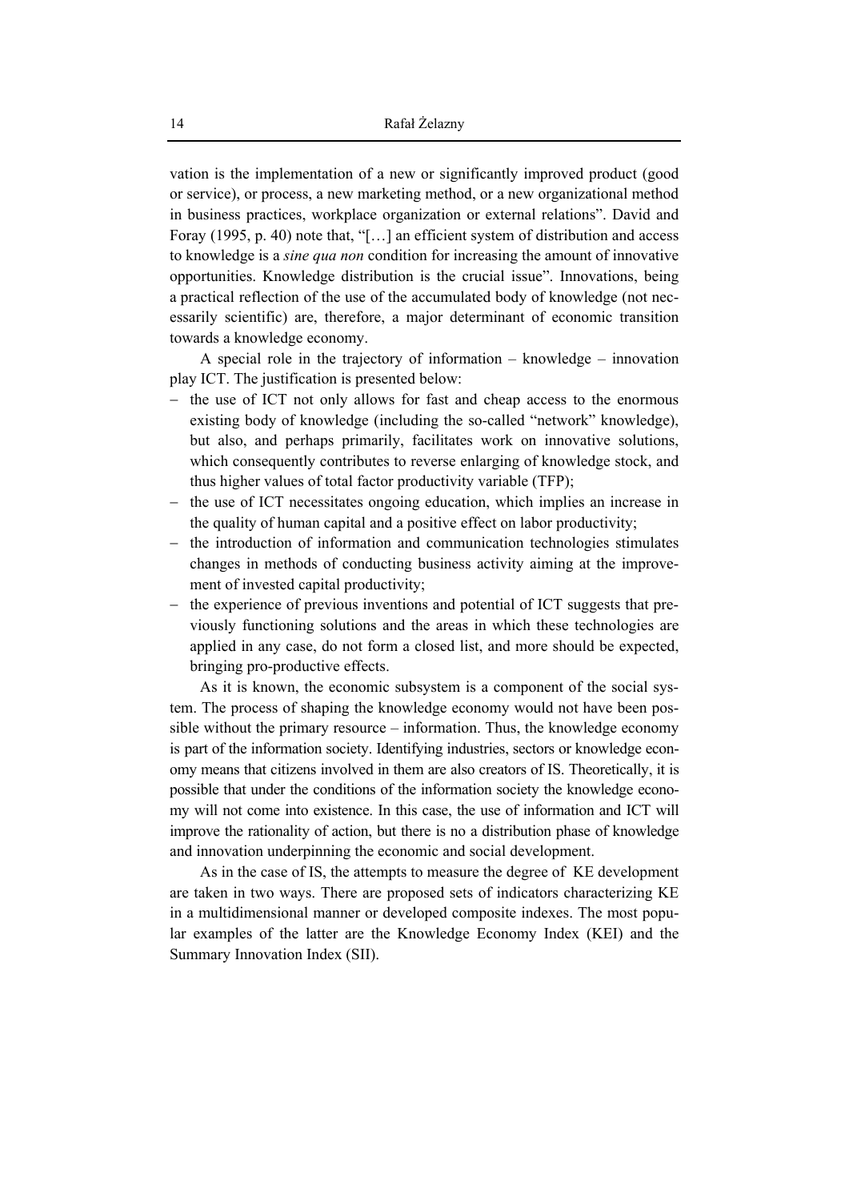vation is the implementation of a new or significantly improved product (good or service), or process, a new marketing method, or a new organizational method in business practices, workplace organization or external relations". David and Foray (1995, p. 40) note that, "[…] an efficient system of distribution and access to knowledge is a *sine qua non* condition for increasing the amount of innovative opportunities. Knowledge distribution is the crucial issue". Innovations, being a practical reflection of the use of the accumulated body of knowledge (not necessarily scientific) are, therefore, a major determinant of economic transition towards a knowledge economy.

A special role in the trajectory of information – knowledge – innovation play ICT. The justification is presented below:

- the use of ICT not only allows for fast and cheap access to the enormous existing body of knowledge (including the so-called "network" knowledge), but also, and perhaps primarily, facilitates work on innovative solutions, which consequently contributes to reverse enlarging of knowledge stock, and thus higher values of total factor productivity variable (TFP);
- the use of ICT necessitates ongoing education, which implies an increase in the quality of human capital and a positive effect on labor productivity;
- the introduction of information and communication technologies stimulates changes in methods of conducting business activity aiming at the improvement of invested capital productivity;
- the experience of previous inventions and potential of ICT suggests that previously functioning solutions and the areas in which these technologies are applied in any case, do not form a closed list, and more should be expected, bringing pro-productive effects.

As it is known, the economic subsystem is a component of the social system. The process of shaping the knowledge economy would not have been possible without the primary resource – information. Thus, the knowledge economy is part of the information society. Identifying industries, sectors or knowledge economy means that citizens involved in them are also creators of IS. Theoretically, it is possible that under the conditions of the information society the knowledge economy will not come into existence. In this case, the use of information and ICT will improve the rationality of action, but there is no a distribution phase of knowledge and innovation underpinning the economic and social development.

As in the case of IS, the attempts to measure the degree of KE development are taken in two ways. There are proposed sets of indicators characterizing KE in a multidimensional manner or developed composite indexes. The most popular examples of the latter are the Knowledge Economy Index (KEI) and the Summary Innovation Index (SII).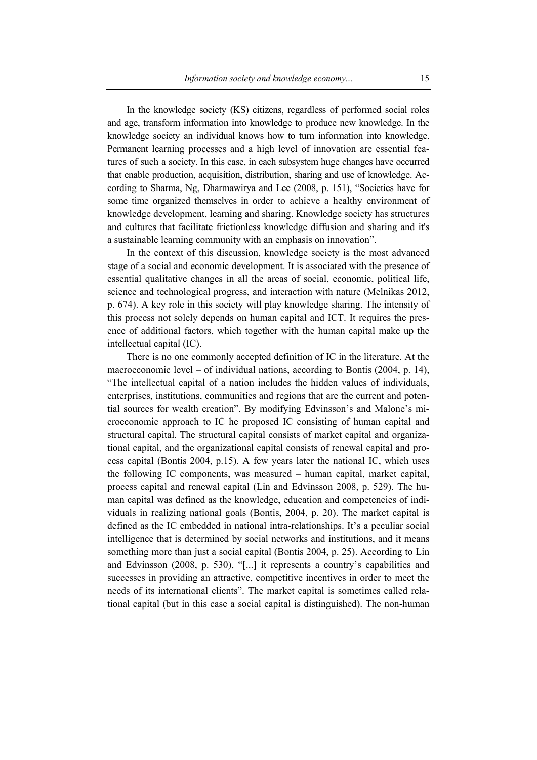In the knowledge society (KS) citizens, regardless of performed social roles and age, transform information into knowledge to produce new knowledge. In the knowledge society an individual knows how to turn information into knowledge. Permanent learning processes and a high level of innovation are essential features of such a society. In this case, in each subsystem huge changes have occurred that enable production, acquisition, distribution, sharing and use of knowledge. According to Sharma, Ng, Dharmawirya and Lee (2008, p. 151), "Societies have for some time organized themselves in order to achieve a healthy environment of knowledge development, learning and sharing. Knowledge society has structures and cultures that facilitate frictionless knowledge diffusion and sharing and it's a sustainable learning community with an emphasis on innovation".

In the context of this discussion, knowledge society is the most advanced stage of a social and economic development. It is associated with the presence of essential qualitative changes in all the areas of social, economic, political life, science and technological progress, and interaction with nature (Melnikas 2012, p. 674). A key role in this society will play knowledge sharing. The intensity of this process not solely depends on human capital and ICT. It requires the presence of additional factors, which together with the human capital make up the intellectual capital (IC).

There is no one commonly accepted definition of IC in the literature. At the macroeconomic level – of individual nations, according to Bontis (2004, p. 14), "The intellectual capital of a nation includes the hidden values of individuals, enterprises, institutions, communities and regions that are the current and potential sources for wealth creation". By modifying Edvinsson's and Malone's microeconomic approach to IC he proposed IC consisting of human capital and structural capital. The structural capital consists of market capital and organizational capital, and the organizational capital consists of renewal capital and process capital (Bontis 2004, p.15). A few years later the national IC, which uses the following IC components, was measured – human capital, market capital, process capital and renewal capital (Lin and Edvinsson 2008, p. 529). The human capital was defined as the knowledge, education and competencies of individuals in realizing national goals (Bontis, 2004, p. 20). The market capital is defined as the IC embedded in national intra-relationships. It's a peculiar social intelligence that is determined by social networks and institutions, and it means something more than just a social capital (Bontis 2004, p. 25). According to Lin and Edvinsson (2008, p. 530), "[...] it represents a country's capabilities and successes in providing an attractive, competitive incentives in order to meet the needs of its international clients". The market capital is sometimes called relational capital (but in this case a social capital is distinguished). The non-human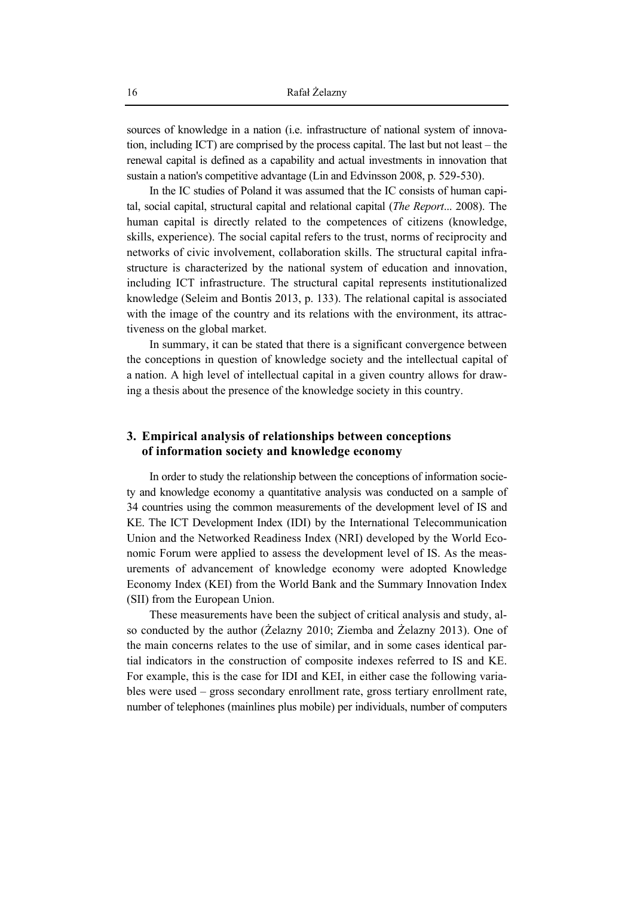sources of knowledge in a nation (i.e. infrastructure of national system of innovation, including ICT) are comprised by the process capital. The last but not least – the renewal capital is defined as a capability and actual investments in innovation that sustain a nation's competitive advantage (Lin and Edvinsson 2008, p. 529-530).

In the IC studies of Poland it was assumed that the IC consists of human capital, social capital, structural capital and relational capital (*The Report*... 2008). The human capital is directly related to the competences of citizens (knowledge, skills, experience). The social capital refers to the trust, norms of reciprocity and networks of civic involvement, collaboration skills. The structural capital infrastructure is characterized by the national system of education and innovation, including ICT infrastructure. The structural capital represents institutionalized knowledge (Seleim and Bontis 2013, p. 133). The relational capital is associated with the image of the country and its relations with the environment, its attractiveness on the global market.

In summary, it can be stated that there is a significant convergence between the conceptions in question of knowledge society and the intellectual capital of a nation. A high level of intellectual capital in a given country allows for drawing a thesis about the presence of the knowledge society in this country.

## 3. Empirical analysis of relationships between conceptions of information society and knowledge economy

In order to study the relationship between the conceptions of information society and knowledge economy a quantitative analysis was conducted on a sample of 34 countries using the common measurements of the development level of IS and KE. The ICT Development Index (IDI) by the International Telecommunication Union and the Networked Readiness Index (NRI) developed by the World Economic Forum were applied to assess the development level of IS. As the measurements of advancement of knowledge economy were adopted Knowledge Economy Index (KEI) from the World Bank and the Summary Innovation Index (SII) from the European Union.

These measurements have been the subject of critical analysis and study, also conducted by the author (Żelazny 2010; Ziemba and Żelazny 2013). One of the main concerns relates to the use of similar, and in some cases identical partial indicators in the construction of composite indexes referred to IS and KE. For example, this is the case for IDI and KEI, in either case the following variables were used – gross secondary enrollment rate, gross tertiary enrollment rate, number of telephones (mainlines plus mobile) per individuals, number of computers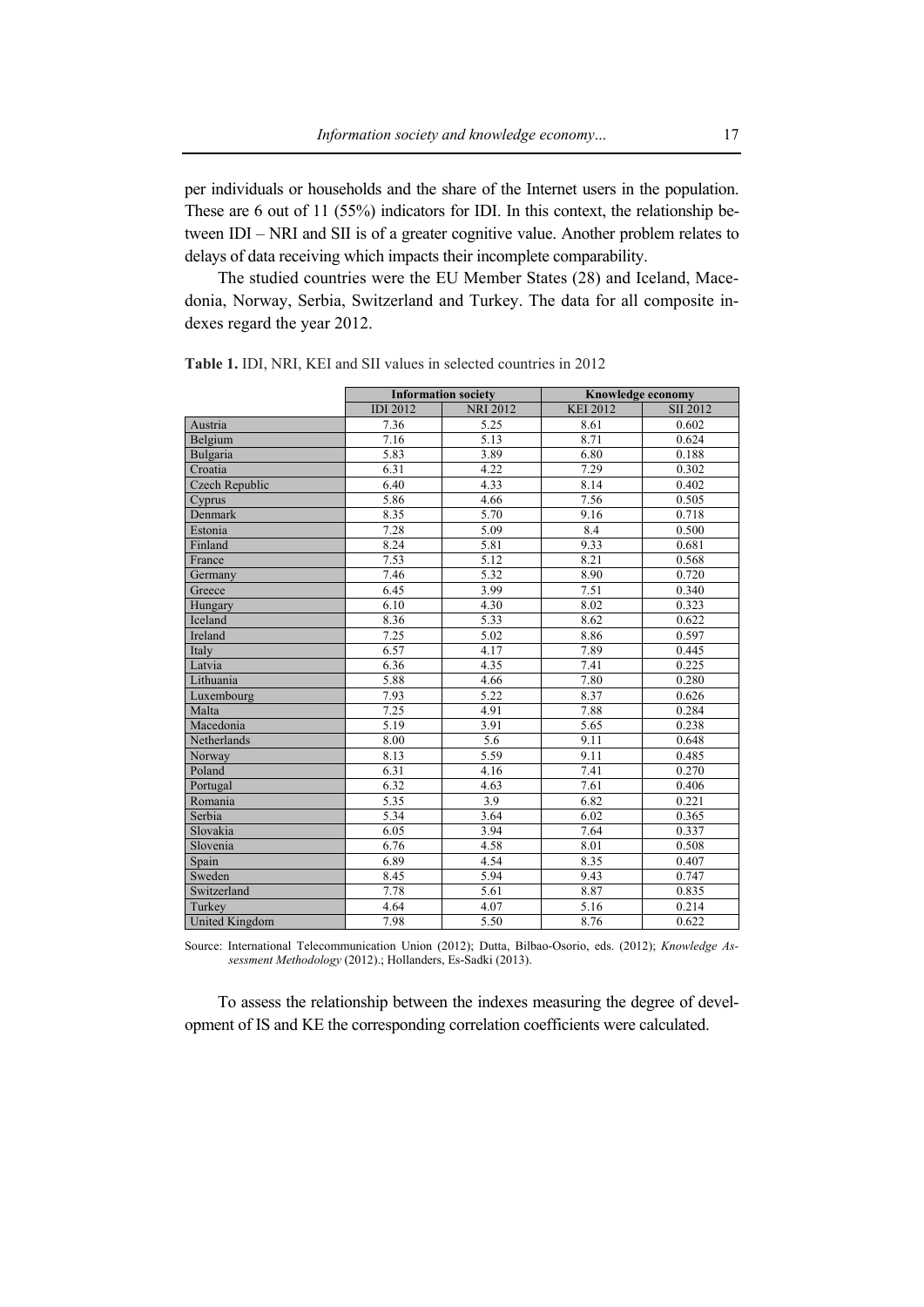per individuals or households and the share of the Internet users in the population. These are 6 out of 11 (55%) indicators for IDI. In this context, the relationship between IDI – NRI and SII is of a greater cognitive value. Another problem relates to delays of data receiving which impacts their incomplete comparability.

The studied countries were the EU Member States (28) and Iceland, Macedonia, Norway, Serbia, Switzerland and Turkey. The data for all composite indexes regard the year 2012.

**Table 1.** IDI, NRI, KEI and SII values in selected countries in 2012

| | Information society | | Knowledge economy | |
|---|---|---|---|---|
| | IDI 2012 | NRI 2012 | KEI 2012 | SII 2012 |
| Austria | 7.36 | 5.25 | 8.61 | 0.602 |
| Belgium | 7.16 | 5.13 | 8.71 | 0.624 |
| Bulgaria | 5.83 | 3.89 | 6.80 | 0.188 |
| Croatia | 6.31 | 4.22 | 7.29 | 0.302 |
| Czech Republic | 6.40 | 4.33 | 8.14 | 0.402 |
| Cyprus | 5.86 | 4.66 | 7.56 | 0.505 |
| Denmark | 8.35 | 5.70 | 9.16 | 0.718 |
| Estonia | 7.28 | 5.09 | 8.4 | 0.500 |
| Finland | 8.24 | 5.81 | 9.33 | 0.681 |
| France | 7.53 | 5.12 | 8.21 | 0.568 |
| Germany | 7.46 | 5.32 | 8.90 | 0.720 |
| Greece | 6.45 | 3.99 | 7.51 | 0.340 |
| Hungary | 6.10 | 4.30 | 8.02 | 0.323 |
| Iceland | 8.36 | 5.33 | 8.62 | 0.622 |
| Ireland | 7.25 | 5.02 | 8.86 | 0.597 |
| Italy | 6.57 | 4.17 | 7.89 | 0.445 |
| Latvia | 6.36 | 4.35 | 7.41 | 0.225 |
| Lithuania | 5.88 | 4.66 | 7.80 | 0.280 |
| Luxembourg | 7.93 | 5.22 | 8.37 | 0.626 |
| Malta | 7.25 | 4.91 | 7.88 | 0.284 |
| Macedonia | 5.19 | 3.91 | 5.65 | 0.238 |
| Netherlands | 8.00 | 5.6 | 9.11 | 0.648 |
| Norway | 8.13 | 5.59 | 9.11 | 0.485 |
| Poland | 6.31 | 4.16 | 7.41 | 0.270 |
| Portugal | 6.32 | 4.63 | 7.61 | 0.406 |
| Romania | 5.35 | 3.9 | 6.82 | 0.221 |
| Serbia | 5.34 | 3.64 | 6.02 | 0.365 |
| Slovakia | 6.05 | 3.94 | 7.64 | 0.337 |
| Slovenia | 6.76 | 4.58 | 8.01 | 0.508 |
| Spain | 6.89 | 4.54 | 8.35 | 0.407 |
| Sweden | 8.45 | 5.94 | 9.43 | 0.747 |
| Switzerland | 7.78 | 5.61 | 8.87 | 0.835 |
| Turkey | 4.64 | 4.07 | 5.16 | 0.214 |
| United Kingdom | 7.98 | 5.50 | 8.76 | 0.622 |

Source: International Telecommunication Union (2012); Dutta, Bilbao-Osorio, eds. (2012); *Knowledge Assessment Methodology* (2012).; Hollanders, Es-Sadki (2013).

To assess the relationship between the indexes measuring the degree of development of IS and KE the corresponding correlation coefficients were calculated.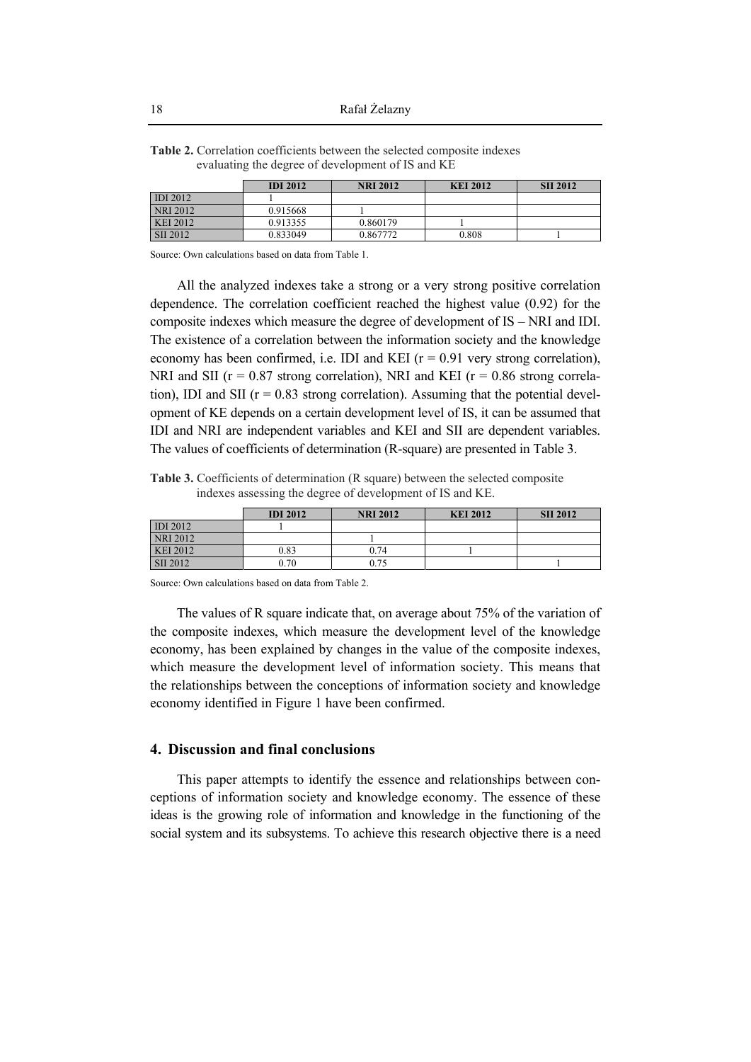**Table 2.** Correlation coefficients between the selected composite indexes evaluating the degree of development of IS and KE

| | IDI 2012 | NRI 2012 | KEI 2012 | SII 2012 |
|---|---|---|---|---|
| IDI 2012 | 1 | | | |
| NRI 2012 | 0.915668 | 1 | | |
| KEI 2012 | 0.913355 | 0.860179 | 1 | |
| SII 2012 | 0.833049 | 0.867772 | 0.808 | 1 |

Source: Own calculations based on data from Table 1.

All the analyzed indexes take a strong or a very strong positive correlation dependence. The correlation coefficient reached the highest value (0.92) for the composite indexes which measure the degree of development of IS – NRI and IDI. The existence of a correlation between the information society and the knowledge economy has been confirmed, i.e. IDI and KEI ($r = 0.91$ very strong correlation), NRI and SII ($r = 0.87$ strong correlation), NRI and KEI ($r = 0.86$ strong correlation), IDI and SII ($r = 0.83$ strong correlation). Assuming that the potential development of KE depends on a certain development level of IS, it can be assumed that IDI and NRI are independent variables and KEI and SII are dependent variables. The values of coefficients of determination (R-square) are presented in Table 3.

**Table 3.** Coefficients of determination (R square) between the selected composite indexes assessing the degree of development of IS and KE.

| | IDI 2012 | NRI 2012 | KEI 2012 | SII 2012 |
|---|---|---|---|---|
| IDI 2012 | 1 | | | |
| NRI 2012 | | 1 | | |
| KEI 2012 | 0.83 | 0.74 | 1 | |
| SII 2012 | 0.70 | 0.75 | | 1 |

Source: Own calculations based on data from Table 2.

The values of R square indicate that, on average about 75% of the variation of the composite indexes, which measure the development level of the knowledge economy, has been explained by changes in the value of the composite indexes, which measure the development level of information society. This means that the relationships between the conceptions of information society and knowledge economy identified in Figure 1 have been confirmed.

## 4. Discussion and final conclusions

This paper attempts to identify the essence and relationships between conceptions of information society and knowledge economy. The essence of these ideas is the growing role of information and knowledge in the functioning of the social system and its subsystems. To achieve this research objective there is a need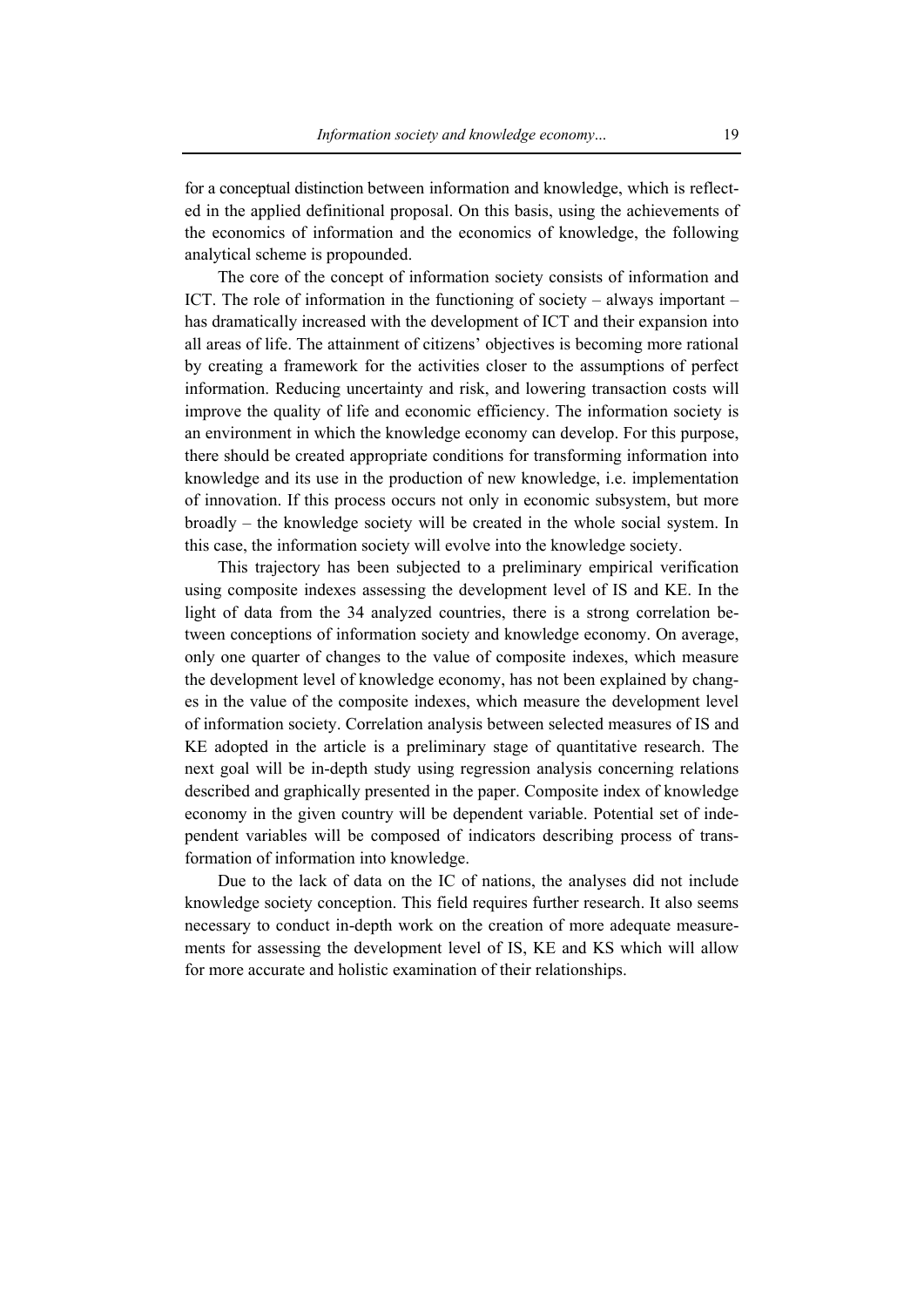for a conceptual distinction between information and knowledge, which is reflected in the applied definitional proposal. On this basis, using the achievements of the economics of information and the economics of knowledge, the following analytical scheme is propounded.

The core of the concept of information society consists of information and ICT. The role of information in the functioning of society – always important – has dramatically increased with the development of ICT and their expansion into all areas of life. The attainment of citizens' objectives is becoming more rational by creating a framework for the activities closer to the assumptions of perfect information. Reducing uncertainty and risk, and lowering transaction costs will improve the quality of life and economic efficiency. The information society is an environment in which the knowledge economy can develop. For this purpose, there should be created appropriate conditions for transforming information into knowledge and its use in the production of new knowledge, i.e. implementation of innovation. If this process occurs not only in economic subsystem, but more broadly – the knowledge society will be created in the whole social system. In this case, the information society will evolve into the knowledge society.

This trajectory has been subjected to a preliminary empirical verification using composite indexes assessing the development level of IS and KE. In the light of data from the 34 analyzed countries, there is a strong correlation between conceptions of information society and knowledge economy. On average, only one quarter of changes to the value of composite indexes, which measure the development level of knowledge economy, has not been explained by changes in the value of the composite indexes, which measure the development level of information society. Correlation analysis between selected measures of IS and KE adopted in the article is a preliminary stage of quantitative research. The next goal will be in-depth study using regression analysis concerning relations described and graphically presented in the paper. Composite index of knowledge economy in the given country will be dependent variable. Potential set of independent variables will be composed of indicators describing process of transformation of information into knowledge.

Due to the lack of data on the IC of nations, the analyses did not include knowledge society conception. This field requires further research. It also seems necessary to conduct in-depth work on the creation of more adequate measurements for assessing the development level of IS, KE and KS which will allow for more accurate and holistic examination of their relationships.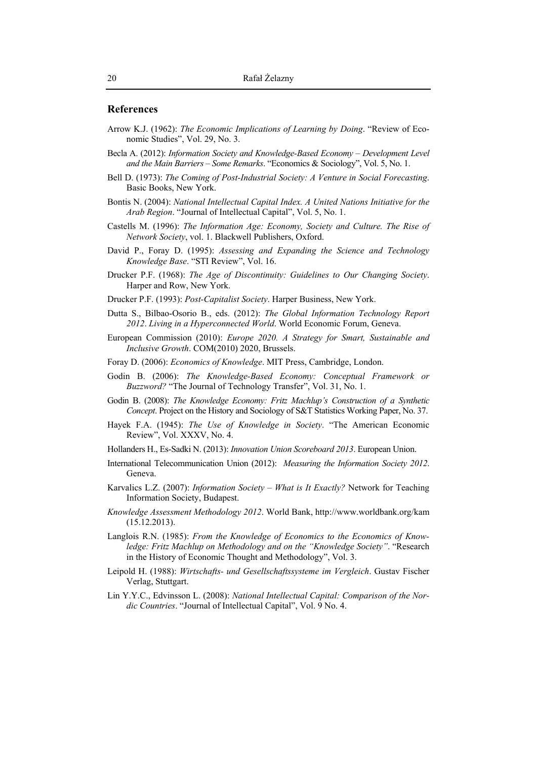## References

Arrow K.J. (1962): *The Economic Implications of Learning by Doing*. "Review of Economic Studies", Vol. 29, No. 3.

Becla A. (2012): *Information Society and Knowledge-Based Economy – Development Level and the Main Barriers – Some Remarks*. "Economics & Sociology", Vol. 5, No. 1.

Bell D. (1973): *The Coming of Post-Industrial Society: A Venture in Social Forecasting*. Basic Books, New York.

Bontis N. (2004): *National Intellectual Capital Index. A United Nations Initiative for the Arab Region*. "Journal of Intellectual Capital", Vol. 5, No. 1.

Castells M. (1996): *The Information Age: Economy, Society and Culture. The Rise of Network Society*, vol. 1. Blackwell Publishers, Oxford.

David P., Foray D. (1995): *Assessing and Expanding the Science and Technology Knowledge Base*. "STI Review", Vol. 16.

Drucker P.F. (1968): *The Age of Discontinuity: Guidelines to Our Changing Society*. Harper and Row, New York.

Drucker P.F. (1993): *Post-Capitalist Society*. Harper Business, New York.

Dutta S., Bilbao-Osorio B., eds. (2012): *The Global Information Technology Report 2012*. *Living in a Hyperconnected World*. World Economic Forum, Geneva.

European Commission (2010): *Europe 2020. A Strategy for Smart, Sustainable and Inclusive Growth*. COM(2010) 2020, Brussels.

Foray D. (2006): *Economics of Knowledge*. MIT Press, Cambridge, London.

Godin B. (2006): *The Knowledge-Based Economy: Conceptual Framework or Buzzword?* "The Journal of Technology Transfer", Vol. 31, No. 1.

Godin B. (2008): *The Knowledge Economy: Fritz Machlup's Construction of a Synthetic Concept*. Project on the History and Sociology of S&T Statistics Working Paper, No. 37.

Hayek F.A. (1945): *The Use of Knowledge in Society*. "The American Economic Review", Vol. XXXV, No. 4.

Hollanders H., Es-Sadki N. (2013): *Innovation Union Scoreboard 2013*. European Union.

International Telecommunication Union (2012): *Measuring the Information Society 2012*. Geneva.

Karvalics L.Z. (2007): *Information Society – What is It Exactly?* Network for Teaching Information Society, Budapest.

*Knowledge Assessment Methodology 2012*. World Bank, http://www.worldbank.org/kam (15.12.2013).

Langlois R.N. (1985): *From the Knowledge of Economics to the Economics of Knowledge: Fritz Machlup on Methodology and on the "Knowledge Society"*. "Research in the History of Economic Thought and Methodology", Vol. 3.

Leipold H. (1988): *Wirtschafts- und Gesellschaftssysteme im Vergleich*. Gustav Fischer Verlag, Stuttgart.

Lin Y.Y.C., Edvinsson L. (2008): *National Intellectual Capital: Comparison of the Nordic Countries*. "Journal of Intellectual Capital", Vol. 9 No. 4.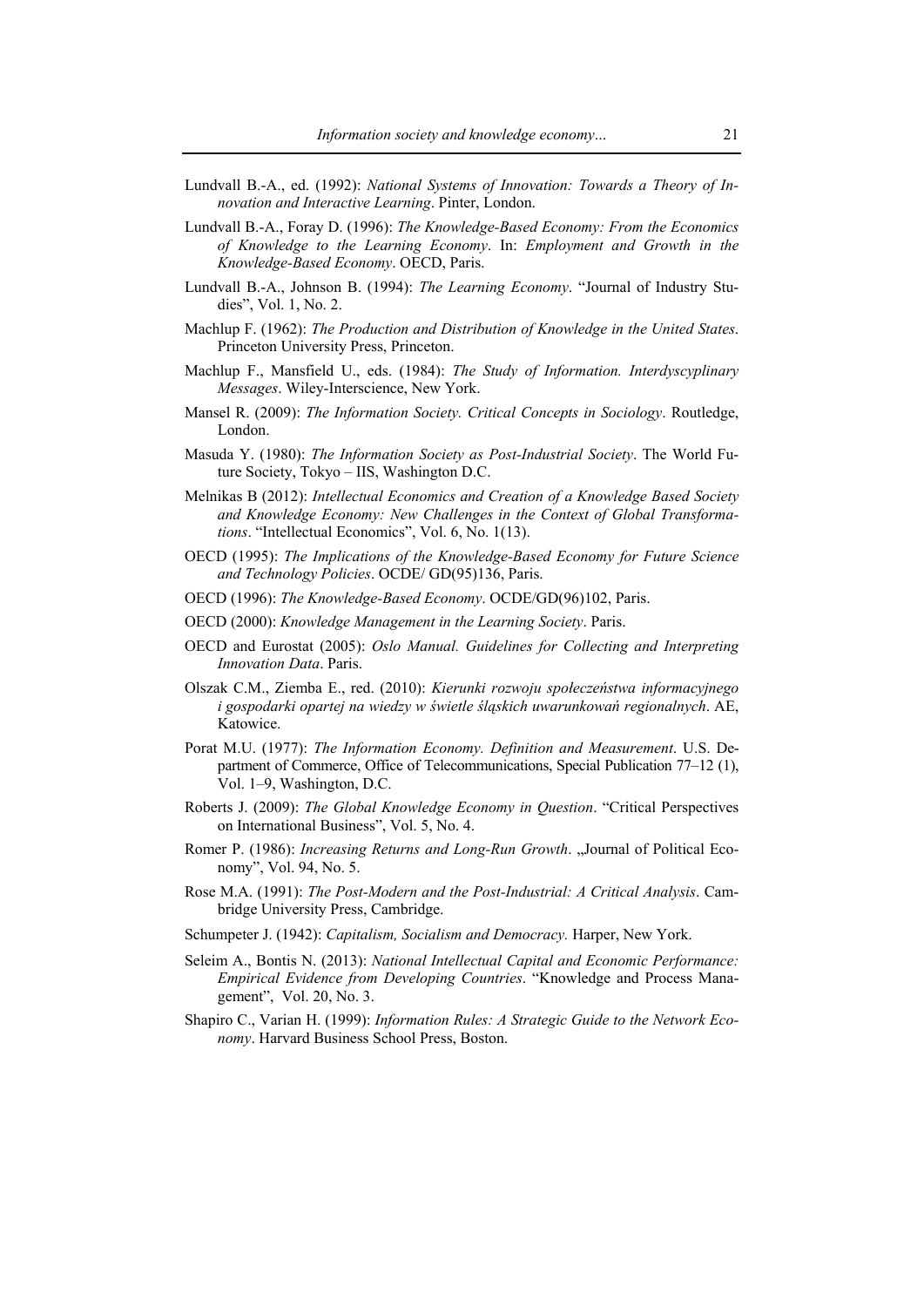Lundvall B.-A., ed. (1992): *National Systems of Innovation: Towards a Theory of Innovation and Interactive Learning*. Pinter, London.

Lundvall B.-A., Foray D. (1996): *The Knowledge-Based Economy: From the Economics of Knowledge to the Learning Economy*. In: *Employment and Growth in the Knowledge-Based Economy*. OECD, Paris.

Lundvall B.-A., Johnson B. (1994): *The Learning Economy*. "Journal of Industry Studies", Vol. 1, No. 2.

Machlup F. (1962): *The Production and Distribution of Knowledge in the United States*. Princeton University Press, Princeton.

Machlup F., Mansfield U., eds. (1984): *The Study of Information. Interdyscyplinary Messages*. Wiley-Interscience, New York.

Mansel R. (2009): *The Information Society. Critical Concepts in Sociology*. Routledge, London.

Masuda Y. (1980): *The Information Society as Post-Industrial Society*. The World Future Society, Tokyo – IIS, Washington D.C.

Melnikas B (2012): *Intellectual Economics and Creation of a Knowledge Based Society and Knowledge Economy: New Challenges in the Context of Global Transformations*. "Intellectual Economics", Vol. 6, No. 1(13).

OECD (1995): *The Implications of the Knowledge-Based Economy for Future Science and Technology Policies*. OCDE/ GD(95)136, Paris.

OECD (1996): *The Knowledge-Based Economy*. OCDE/GD(96)102, Paris.

OECD (2000): *Knowledge Management in the Learning Society*. Paris.

OECD and Eurostat (2005): *Oslo Manual. Guidelines for Collecting and Interpreting Innovation Data*. Paris.

Olszak C.M., Ziemba E., red. (2010): *Kierunki rozwoju społeczeństwa informacyjnego i gospodarki opartej na wiedzy w świetle śląskich uwarunkowań regionalnych*. AE, Katowice.

Porat M.U. (1977): *The Information Economy. Definition and Measurement*. U.S. Department of Commerce, Office of Telecommunications, Special Publication 77–12 (1), Vol. 1–9, Washington, D.C.

Roberts J. (2009): *The Global Knowledge Economy in Question*. "Critical Perspectives on International Business", Vol. 5, No. 4.

Romer P. (1986): *Increasing Returns and Long-Run Growth*. „Journal of Political Economy", Vol. 94, No. 5.

Rose M.A. (1991): *The Post-Modern and the Post-Industrial: A Critical Analysis*. Cambridge University Press, Cambridge.

Schumpeter J. (1942): *Capitalism, Socialism and Democracy.* Harper, New York.

Seleim A., Bontis N. (2013): *National Intellectual Capital and Economic Performance: Empirical Evidence from Developing Countries*. "Knowledge and Process Management", Vol. 20, No. 3.

Shapiro C., Varian H. (1999): *Information Rules: A Strategic Guide to the Network Economy*. Harvard Business School Press, Boston.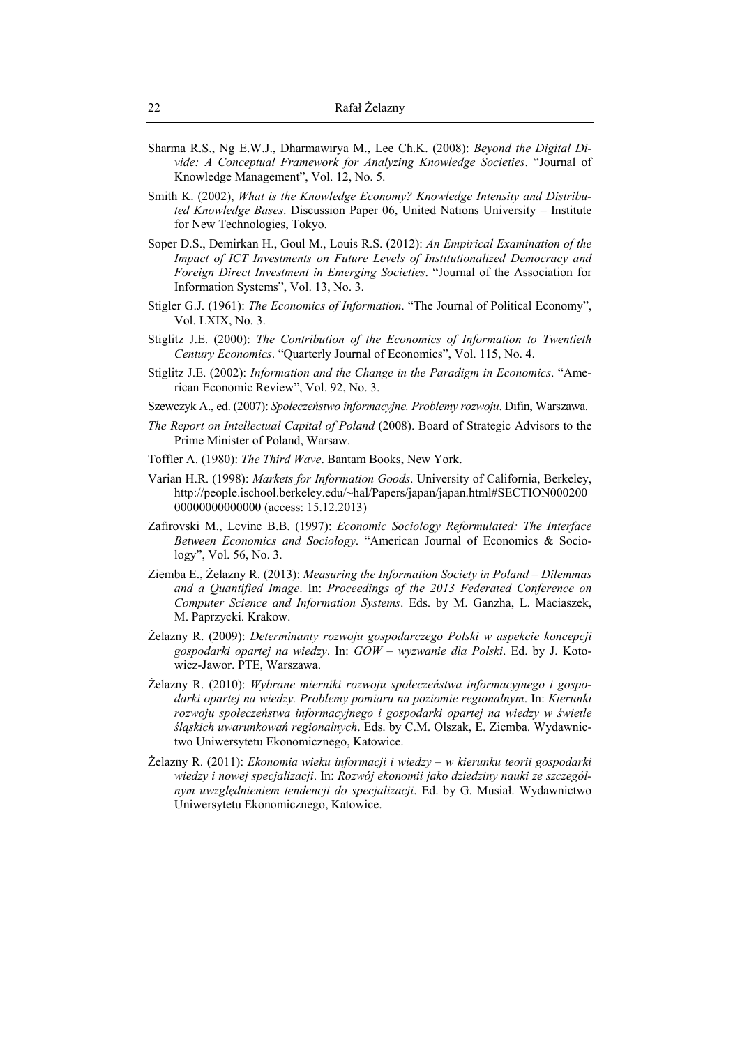Sharma R.S., Ng E.W.J., Dharmawirya M., Lee Ch.K. (2008): *Beyond the Digital Divide: A Conceptual Framework for Analyzing Knowledge Societies*. "Journal of Knowledge Management", Vol. 12, No. 5.

Smith K. (2002), *What is the Knowledge Economy? Knowledge Intensity and Distributed Knowledge Bases*. Discussion Paper 06, United Nations University – Institute for New Technologies, Tokyo.

Soper D.S., Demirkan H., Goul M., Louis R.S. (2012): *An Empirical Examination of the Impact of ICT Investments on Future Levels of Institutionalized Democracy and Foreign Direct Investment in Emerging Societies*. "Journal of the Association for Information Systems", Vol. 13, No. 3.

Stigler G.J. (1961): *The Economics of Information*. "The Journal of Political Economy", Vol. LXIX, No. 3.

Stiglitz J.E. (2000): *The Contribution of the Economics of Information to Twentieth Century Economics*. "Quarterly Journal of Economics", Vol. 115, No. 4.

Stiglitz J.E. (2002): *Information and the Change in the Paradigm in Economics*. "American Economic Review", Vol. 92, No. 3.

Szewczyk A., ed. (2007): *Społeczeństwo informacyjne. Problemy rozwoju*. Difin, Warszawa.

*The Report on Intellectual Capital of Poland* (2008). Board of Strategic Advisors to the Prime Minister of Poland, Warsaw.

Toffler A. (1980): *The Third Wave*. Bantam Books, New York.

Varian H.R. (1998): *Markets for Information Goods*. University of California, Berkeley, http://people.ischool.berkeley.edu/~hal/Papers/japan/japan.html#SECTION000200 00000000000000 (access: 15.12.2013)

Zafirovski M., Levine B.B. (1997): *Economic Sociology Reformulated: The Interface Between Economics and Sociology*. "American Journal of Economics & Sociology", Vol. 56, No. 3.

Ziemba E., Żelazny R. (2013): *Measuring the Information Society in Poland – Dilemmas and a Quantified Image*. In: *Proceedings of the 2013 Federated Conference on Computer Science and Information Systems*. Eds. by M. Ganzha, L. Maciaszek, M. Paprzycki. Krakow.

Żelazny R. (2009): *Determinanty rozwoju gospodarczego Polski w aspekcie koncepcji gospodarki opartej na wiedzy*. In: *GOW – wyzwanie dla Polski*. Ed. by J. Kotowicz-Jawor. PTE, Warszawa.

Żelazny R. (2010): *Wybrane mierniki rozwoju społeczeństwa informacyjnego i gospodarki opartej na wiedzy. Problemy pomiaru na poziomie regionalnym*. In: *Kierunki rozwoju społeczeństwa informacyjnego i gospodarki opartej na wiedzy w świetle śląskich uwarunkowań regionalnych*. Eds. by C.M. Olszak, E. Ziemba. Wydawnictwo Uniwersytetu Ekonomicznego, Katowice.

Żelazny R. (2011): *Ekonomia wieku informacji i wiedzy – w kierunku teorii gospodarki wiedzy i nowej specjalizacji*. In: *Rozwój ekonomii jako dziedziny nauki ze szczególnym uwzględnieniem tendencji do specjalizacji*. Ed. by G. Musiał. Wydawnictwo Uniwersytetu Ekonomicznego, Katowice.